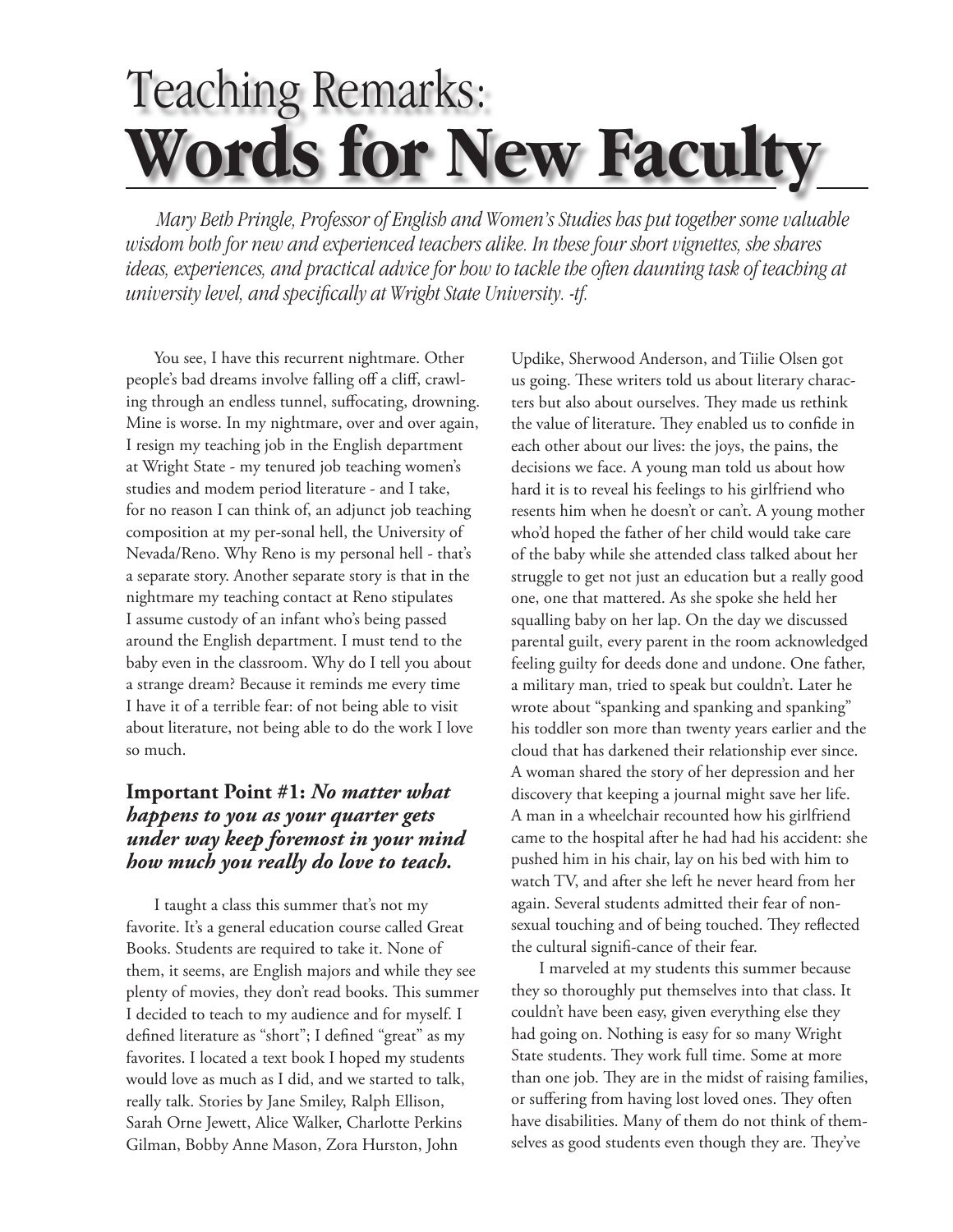# Teaching Remarks: **Words for New Faculty**

*Mary Beth Pringle, Professor of English and Women's Studies has put together some valuable wisdom both for new and experienced teachers alike. In these four short vignettes, she shares ideas, experiences, and practical advice for how to tackle the often daunting task of teaching at university level, and specifically at Wright State University. -tf.*

You see, I have this recurrent nightmare. Other people's bad dreams involve falling off a cliff, crawling through an endless tunnel, suffocating, drowning. Mine is worse. In my nightmare, over and over again, I resign my teaching job in the English department at Wright State - my tenured job teaching women's studies and modem period literature - and I take, for no reason I can think of, an adjunct job teaching composition at my per-sonal hell, the University of Nevada/Reno. Why Reno is my personal hell - that's a separate story. Another separate story is that in the nightmare my teaching contact at Reno stipulates I assume custody of an infant who's being passed around the English department. I must tend to the baby even in the classroom. Why do I tell you about a strange dream? Because it reminds me every time I have it of a terrible fear: of not being able to visit about literature, not being able to do the work I love so much.

### Important Point #1: *No matter what happens to you as your quarter gets under way keep foremost in your mind how much you really do love to teach.*

I taught a class this summer that's not my favorite. It's a general education course called Great Books. Students are required to take it. None of them, it seems, are English majors and while they see plenty of movies, they don't read books. This summer I decided to teach to my audience and for myself. I defined literature as "short"; I defined "great" as my favorites. I located a text book I hoped my students would love as much as I did, and we started to talk, really talk. Stories by Jane Smiley, Ralph Ellison, Sarah Orne Jewett, Alice Walker, Charlotte Perkins Gilman, Bobby Anne Mason, Zora Hurston, John Updike, Sherwood Anderson, and Tiilie Olsen got us going. These writers told us about literary characters but also about ourselves. They made us rethink the value of literature. They enabled us to confide in each other about our lives: the joys, the pains, the decisions we face. A young man told us about how hard it is to reveal his feelings to his girlfriend who resents him when he doesn't or can't. A young mother who'd hoped the father of her child would take care of the baby while she attended class talked about her struggle to get not just an education but a really good one, one that mattered. As she spoke she held her squalling baby on her lap. On the day we discussed parental guilt, every parent in the room acknowledged feeling guilty for deeds done and undone. One father, a military man, tried to speak but couldn't. Later he wrote about "spanking and spanking and spanking" his toddler son more than twenty years earlier and the cloud that has darkened their relationship ever since. A woman shared the story of her depression and her discovery that keeping a journal might save her life. A man in a wheelchair recounted how his girlfriend came to the hospital after he had had his accident: she pushed him in his chair, lay on his bed with him to watch TV, and after she left he never heard from her again. Several students admitted their fear of non-sexual touching and of being touched. They reflected the cultural signifi-cance of their fear.

I marveled at my students this summer because they so thoroughly put themselves into that class. It couldn't have been easy, given everything else they had going on. Nothing is easy for so many Wright State students. They work full time. Some at more than one job. They are in the midst of raising families, or suffering from having lost loved ones. They often have disabilities. Many of them do not think of themselves as good students even though they are. They've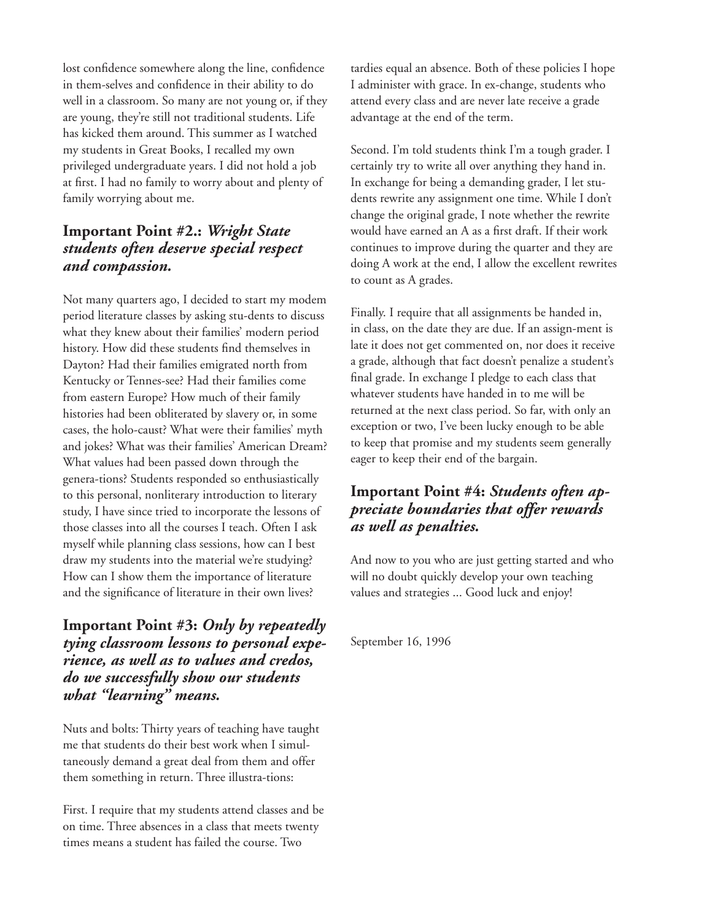lost confidence somewhere along the line, confidence in them-selves and confidence in their ability to do well in a classroom. So many are not young or, if they are young, they're still not traditional students. Life has kicked them around. This summer as I watched my students in Great Books, I recalled my own privileged undergraduate years. I did not hold a job at first. I had no family to worry about and plenty of family worrying about me.

## Important Point #2.: *Wright State students often deserve special respect and compassion.*

Not many quarters ago, I decided to start my modem period literature classes by asking stu-dents to discuss what they knew about their families' modern period history. How did these students find themselves in Dayton? Had their families emigrated north from Kentucky or Tennes-see? Had their families come from eastern Europe? How much of their family histories had been obliterated by slavery or, in some cases, the holo-caust? What were their families' myth and jokes? What was their families' American Dream? What values had been passed down through the genera-tions? Students responded so enthusiastically to this personal, nonliterary introduction to literary study, I have since tried to incorporate the lessons of those classes into all the courses I teach. Often I ask myself while planning class sessions, how can I best draw my students into the material we're studying? How can I show them the importance of literature and the significance of literature in their own lives?

## Important Point #3: *Only by repeatedly tying classroom lessons to personal experience, as well as to values and credos, do we successfully show our students what "learning" means.*

Nuts and bolts: Thirty years of teaching have taught me that students do their best work when I simul-taneously demand a great deal from them and offer them something in return. Three illustra-tions:

First. I require that my students attend classes and be on time. Three absences in a class that meets twenty times means a student has failed the course. Two tardies equal an absence. Both of these policies I hope I administer with grace. In ex-change, students who attend every class and are never late receive a grade advantage at the end of the term.

Second. I'm told students think I'm a tough grader. I certainly try to write all over anything they hand in. In exchange for being a demanding grader, I let stu-dents rewrite any assignment one time. While I don't change the original grade, I note whether the rewrite would have earned an A as a first draft. If their work continues to improve during the quarter and they are doing A work at the end, I allow the excellent rewrites to count as A grades.

Finally. I require that all assignments be handed in, in class, on the date they are due. If an assign-ment is late it does not get commented on, nor does it receive a grade, although that fact doesn't penalize a student's final grade. In exchange I pledge to each class that whatever students have handed in to me will be returned at the next class period. So far, with only an exception or two, I've been lucky enough to be able to keep that promise and my students seem generally eager to keep their end of the bargain.

## Important Point #4: *Students often appreciate boundaries that offer rewards as well as penalties.*

And now to you who are just getting started and who will no doubt quickly develop your own teaching values and strategies ... Good luck and enjoy!

September 16, 1996